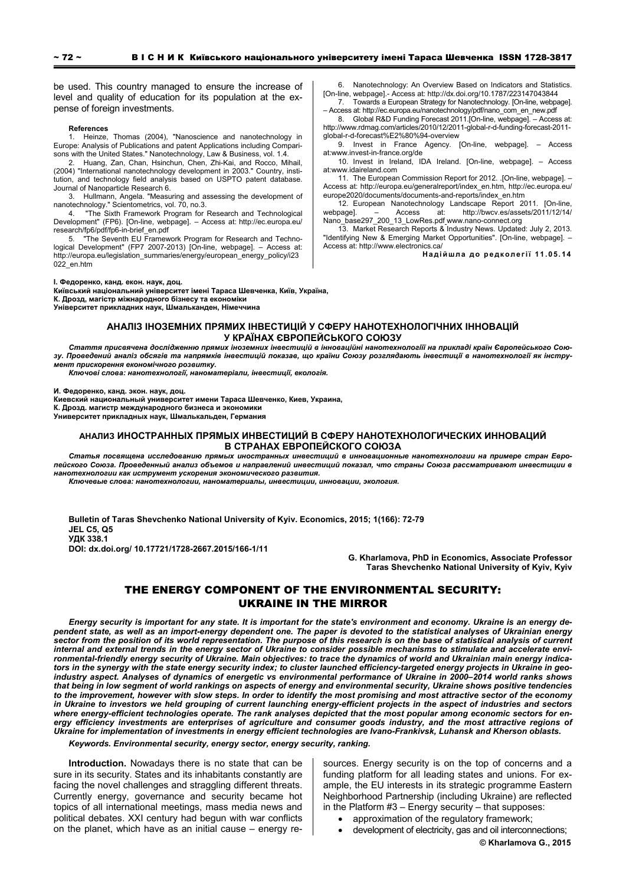be used. This country managed to ensure the increase of level and quality of education for its population at the expense of foreign investments.

**References**

1. Heinze, Thomas (2004), "Nanoscience and nanotechnology in Europe: Analysis of Publications and patent Applications including Comparisons with the United States." Nanotechnology, Law & Business, vol. 1.4.
2. Huang, Zan, Chan, Hsinchun, Chen, Zhi-Kai, and Rocco, Mihail, (2004) "International nanotechnology development in 2003." Country, institution, and technology field analysis based on USPTO patent database. Journal of Nanoparticle Research 6.
3. Hullmann, Angela. "Measuring and assessing the development of nanotechnology." Scientometrics, vol. 70, no.3.
4. "The Sixth Framework Program for Research and Technological Development" (FP6). [On-line, webpage]. – Access at: http://ec.europa.eu/research/fp6/pdf/fp6-in-brief_en.pdf
5. "The Seventh EU Framework Program for Research and Technological Development" (FP7 2007-2013) [On-line, webpage]. – Access at: http://europa.eu/legislation_summaries/energy/european_energy_policy/i23022_en.htm
6. Nanotechnology: An Overview Based on Indicators and Statistics. [On-line, webpage].- Access at: http://dx.doi.org/10.1787/223147043844
7. Towards a European Strategy for Nanotechnology. [On-line, webpage]. – Access at: http://ec.europa.eu/nanotechnology/pdf/nano_com_en_new.pdf
8. Global R&D Funding Forecast 2011.[On-line, webpage]. – Access at: http://www.rdmag.com/articles/2010/12/2011-global-r-d-funding-forecast-2011-global-r-d-forecast%E2%80%94-overview
9. Invest in France Agency. [On-line, webpage]. – Access at:www.invest-in-france.org/de
10. Invest in Ireland, IDA Ireland. [On-line, webpage]. – Access at:www.idaireland.com
11. The European Commission Report for 2012. .[On-line, webpage]. – Access at: http://europa.eu/generalreport/index_en.htm, http://ec.europa.eu/europe2020/documents/documents-and-reports/index_en.htm
12. European Nanotechnology Landscape Report 2011. [On-line, webpage]. – Access at: http://bwcv.es/assets/2011/12/14/Nano_base297_200_13_LowRes.pdf www.nano-connect.org
13. Market Research Reports & Industry News. Updated: July 2, 2013. "Identifying New & Emerging Market Opportunities". [On-line, webpage]. – Access at: http://www.electronics.ca/

**Надійшла до редколегії 11.05.14**

**І. Федоренко, канд. екон. наук, доц.**
**Київський національний університет імені Тараса Шевченка, Київ, Україна,**
**К. Дрозд, магістр міжнародного бізнесу та економіки**
**Університет прикладних наук, Шмальканден, Німеччина**

### АНАЛІЗ ІНОЗЕМНИХ ПРЯМИХ ІНВЕСТИЦІЙ У СФЕРУ НАНОТЕХНОЛОГІЧНИХ ІННОВАЦІЙ У КРАЇНАХ ЄВРОПЕЙСЬКОГО СОЮЗУ

***Стаття присвячена дослідженню прямих іноземних інвестицій в інноваційні нанотехнології на прикладі країн Європейського Союзу. Проведений аналіз обсягів та напрямків інвестицій показав, що країни Союзу розглядають інвестиції в нанотехнології як інструмент прискорення економічного розвитку.***

***Ключові слова: нанотехнології, наноматеріали, інвестиції, екологія.***

**И. Федоренко, канд. экон. наук, доц.**
**Киевский национальный университет имени Тараса Шевченко, Киев, Украина,**
**К. Дрозд. магистр международного бизнеса и экономики**
**Университет прикладных наук, Шмалькальден, Германия**

### АНАЛИЗ ИНОСТРАННЫХ ПРЯМЫХ ИНВЕСТИЦИЙ В СФЕРУ НАНОТЕХНОЛОГИЧЕСКИХ ИННОВАЦИЙ В СТРАНАХ ЕВРОПЕЙСКОГО СОЮЗА

***Статья посвящена исследованию прямых иностранных инвестиций в инновационные нанотехнологии на примере стран Европейского Союза. Проведенный анализ объемов и направлений инвестиций показал, что страны Союза рассматривают инвестиции в нанотехнологии как иструмент ускорения экономического развития.***

***Ключевые слова: нанотехнологии, наноматериалы, инвестиции, инновации, экология.***

**Bulletin of Taras Shevchenko National University of Kyiv. Economics, 2015; 1(166): 72-79**
**JEL C5, Q5**
**УДК 338.1**
**DOI: dx.doi.org/ 10.17721/1728-2667.2015/166-1/11**

**G. Kharlamova, PhD in Economics, Associate Professor**
**Taras Shevchenko National University of Kyiv, Kyiv**

# THE ENERGY COMPONENT OF THE ENVIRONMENTAL SECURITY: UKRAINE IN THE MIRROR

***Energy security is important for any state. It is important for the state's environment and economy. Ukraine is an energy dependent state, as well as an import-energy dependent one. The paper is devoted to the statistical analyses of Ukrainian energy sector from the position of its world representation. The purpose of this research is on the base of statistical analysis of current internal and external trends in the energy sector of Ukraine to consider possible mechanisms to stimulate and accelerate environmental-friendly energy security of Ukraine. Main objectives: to trace the dynamics of world and Ukrainian main energy indicators in the synergy with the state energy security index; to cluster launched efficiency-targeted energy projects in Ukraine in geo-industry aspect. Analyses of dynamics of energetic vs environmental performance of Ukraine in 2000–2014 world ranks shows that being in low segment of world rankings on aspects of energy and environmental security, Ukraine shows positive tendencies to the improvement, however with slow steps. In order to identify the most promising and most attractive sector of the economy in Ukraine to investors we held grouping of current launching energy-efficient projects in the aspect of industries and sectors where energy-efficient technologies operate. The rank analyses depicted that the most popular among economic sectors for energy efficiency investments are enterprises of agriculture and consumer goods industry, and the most attractive regions of Ukraine for implementation of investments in energy efficient technologies are Ivano-Frankivsk, Luhansk and Kherson oblasts.***

***Keywords. Environmental security, energy sector, energy security, ranking.***

**Introduction.** Nowadays there is no state that can be sure in its security. States and its inhabitants constantly are facing the novel challenges and straggling different threats. Currently energy, governance and security became hot topics of all international meetings, mass media news and political debates. XXI century had begun with war conflicts on the planet, which have as an initial cause – energy resources. Energy security is on the top of concerns and a funding platform for all leading states and unions. For example, the EU interests in its strategic programme Eastern Neighborhood Partnership (including Ukraine) are reflected in the Platform #3 – Energy security – that supposes:

- approximation of the regulatory framework;
- development of electricity, gas and oil interconnections;

© Kharlamova G., 2015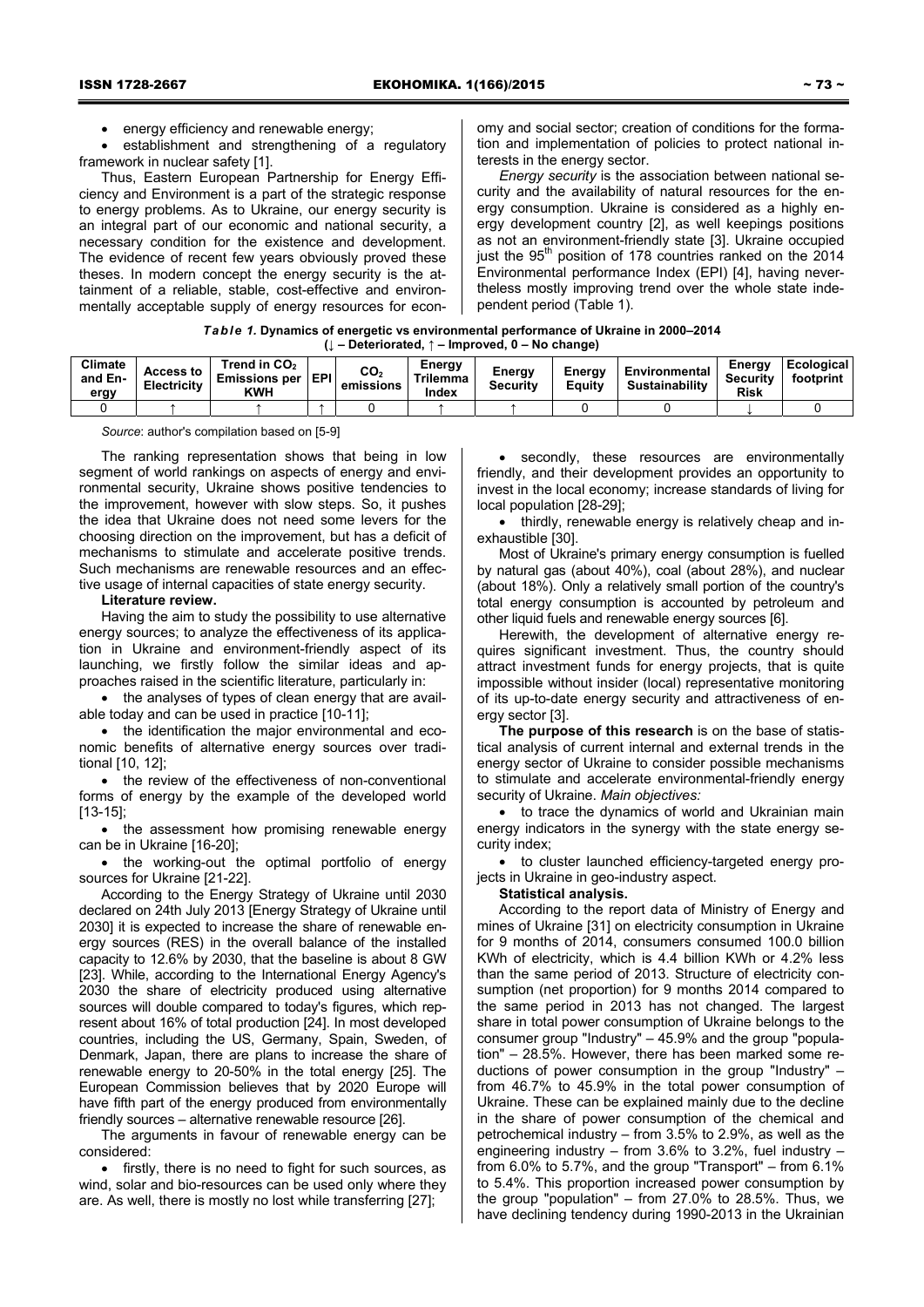- energy efficiency and renewable energy;
- establishment and strengthening of a regulatory framework in nuclear safety [1].

Thus, Eastern European Partnership for Energy Efficiency and Environment is a part of the strategic response to energy problems. As to Ukraine, our energy security is an integral part of our economic and national security, a necessary condition for the existence and development. The evidence of recent few years obviously proved these theses. In modern concept the energy security is the attainment of a reliable, stable, cost-effective and environmentally acceptable supply of energy resources for economy and social sector; creation of conditions for the formation and implementation of policies to protect national interests in the energy sector.

*Energy security* is the association between national security and the availability of natural resources for the energy consumption. Ukraine is considered as a highly energy development country [2], as well keepings positions as not an environment-friendly state [3]. Ukraine occupied just the 95th position of 178 countries ranked on the 2014 Environmental performance Index (EPI) [4], having nevertheless mostly improving trend over the whole state independent period (Table 1).

***Table 1.*** **Dynamics of energetic vs environmental performance of Ukraine in 2000–2014 (↓ – Deteriorated, ↑ – Improved, 0 – No change)**

| Climate and Energy | Access to Electricity | Trend in $CO_2$ Emissions per KWH | EPI | $CO_2$ emissions | Energy Trilemma Index | Energy Security | Energy Equity | Environmental Sustainability | Energy Security Risk | Ecological footprint |
|---|---|---|---|---|---|---|---|---|---|---|
| 0 | ↑ | ↑ | ↑ | 0 | ↑ | ↑ | 0 | 0 | ↓ | 0 |

*Source*: author's compilation based on [5-9]

The ranking representation shows that being in low segment of world rankings on aspects of energy and environmental security, Ukraine shows positive tendencies to the improvement, however with slow steps. So, it pushes the idea that Ukraine does not need some levers for the choosing direction on the improvement, but has a deficit of mechanisms to stimulate and accelerate positive trends. Such mechanisms are renewable resources and an effective usage of internal capacities of state energy security.

**Literature review.**

Having the aim to study the possibility to use alternative energy sources; to analyze the effectiveness of its application in Ukraine and environment-friendly aspect of its launching, we firstly follow the similar ideas and approaches raised in the scientific literature, particularly in:

- the analyses of types of clean energy that are available today and can be used in practice [10-11];
- the identification the major environmental and economic benefits of alternative energy sources over traditional [10, 12];
- the review of the effectiveness of non-conventional forms of energy by the example of the developed world [13-15];
- the assessment how promising renewable energy can be in Ukraine [16-20];
- the working-out the optimal portfolio of energy sources for Ukraine [21-22].

According to the Energy Strategy of Ukraine until 2030 declared on 24th July 2013 [Energy Strategy of Ukraine until 2030] it is expected to increase the share of renewable energy sources (RES) in the overall balance of the installed capacity to 12.6% by 2030, that the baseline is about 8 GW [23]. While, according to the International Energy Agency's 2030 the share of electricity produced using alternative sources will double compared to today's figures, which represent about 16% of total production [24]. In most developed countries, including the US, Germany, Spain, Sweden, of Denmark, Japan, there are plans to increase the share of renewable energy to 20-50% in the total energy [25]. The European Commission believes that by 2020 Europe will have fifth part of the energy produced from environmentally friendly sources – alternative renewable resource [26].

The arguments in favour of renewable energy can be considered:

- firstly, there is no need to fight for such sources, as wind, solar and bio-resources can be used only where they are. As well, there is mostly no lost while transferring [27];
- secondly, these resources are environmentally friendly, and their development provides an opportunity to invest in the local economy; increase standards of living for local population [28-29];
- thirdly, renewable energy is relatively cheap and inexhaustible [30].

Most of Ukraine's primary energy consumption is fuelled by natural gas (about 40%), coal (about 28%), and nuclear (about 18%). Only a relatively small portion of the country's total energy consumption is accounted by petroleum and other liquid fuels and renewable energy sources [6].

Herewith, the development of alternative energy requires significant investment. Thus, the country should attract investment funds for energy projects, that is quite impossible without insider (local) representative monitoring of its up-to-date energy security and attractiveness of energy sector [3].

**The purpose of this research** is on the base of statistical analysis of current internal and external trends in the energy sector of Ukraine to consider possible mechanisms to stimulate and accelerate environmental-friendly energy security of Ukraine. *Main objectives:*

- to trace the dynamics of world and Ukrainian main energy indicators in the synergy with the state energy security index;
- to cluster launched efficiency-targeted energy projects in Ukraine in geo-industry aspect.

**Statistical analysis.**

According to the report data of Ministry of Energy and mines of Ukraine [31] on electricity consumption in Ukraine for 9 months of 2014, consumers consumed 100.0 billion KWh of electricity, which is 4.4 billion KWh or 4.2% less than the same period of 2013. Structure of electricity consumption (net proportion) for 9 months 2014 compared to the same period in 2013 has not changed. The largest share in total power consumption of Ukraine belongs to the consumer group "Industry" – 45.9% and the group "population" – 28.5%. However, there has been marked some reductions of power consumption in the group "Industry" – from 46.7% to 45.9% in the total power consumption of Ukraine. These can be explained mainly due to the decline in the share of power consumption of the chemical and petrochemical industry – from 3.5% to 2.9%, as well as the engineering industry – from 3.6% to 3.2%, fuel industry – from 6.0% to 5.7%, and the group "Transport" – from 6.1% to 5.4%. This proportion increased power consumption by the group "population" – from 27.0% to 28.5%. Thus, we have declining tendency during 1990-2013 in the Ukrainian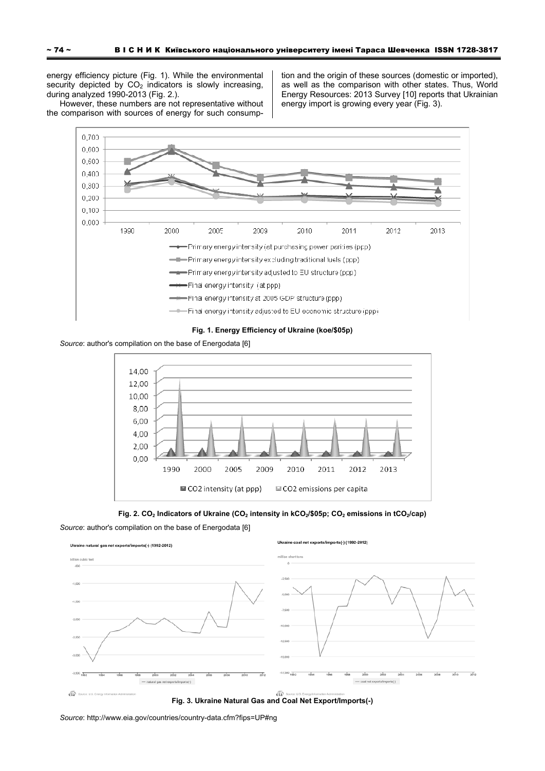energy efficiency picture (Fig. 1). While the environmental security depicted by $CO_2$ indicators is slowly increasing, during analyzed 1990-2013 (Fig. 2.).

However, these numbers are not representative without the comparison with sources of energy for such consumption and the origin of these sources (domestic or imported), as well as the comparison with other states. Thus, World Energy Resources: 2013 Survey [10] reports that Ukrainian energy import is growing every year (Fig. 3).

**Fig. 1. Energy Efficiency of Ukraine (koe/$05p)**

*Source*: author's compilation on the base of Energodata [6]

**Fig. 2. $CO_2$ Indicators of Ukraine ($CO_2$ intensity in $kCO_2$/$05p; $CO_2$ emissions in $tCO_2$/cap)**

*Source*: author's compilation on the base of Energodata [6]

**Fig. 3. Ukraine Natural Gas and Coal Net Export/Imports(-)**

*Source*: http://www.eia.gov/countries/country-data.cfm?fips=UP#ng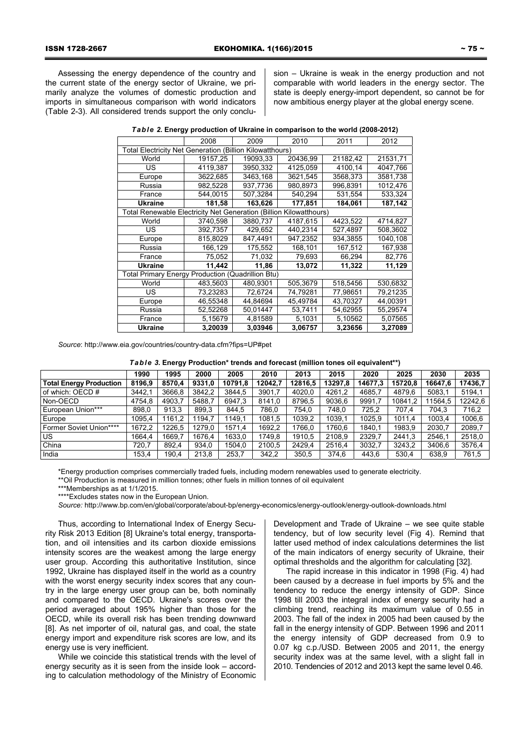Assessing the energy dependence of the country and the current state of the energy sector of Ukraine, we primarily analyze the volumes of domestic production and imports in simultaneous comparison with world indicators (Table 2-3). All considered trends support the only conclusion – Ukraine is weak in the energy production and not comparable with world leaders in the energy sector. The state is deeply energy-import dependent, so cannot be for now ambitious energy player at the global energy scene.

***Table 2.*** **Energy production of Ukraine in comparison to the world (2008-2012)**

| | 2008 | 2009 | 2010 | 2011 | 2012 |
|---|---|---|---|---|---|
| Total Electricity Net Generation (Billion Kilowatthours) | | | | | |
| World | 19157,25 | 19093,33 | 20436,99 | 21182,42 | 21531,71 |
| US | 4119,387 | 3950,332 | 4125,059 | 4100,14 | 4047,766 |
| Europe | 3622,685 | 3463,168 | 3621,545 | 3568,373 | 3581,738 |
| Russia | 982,5228 | 937,7736 | 980,8973 | 996,8391 | 1012,476 |
| France | 544,0015 | 507,3284 | 540,294 | 531,554 | 533,324 |
| **Ukraine** | **181,58** | **163,626** | **177,851** | **184,061** | **187,142** |
| Total Renewable Electricity Net Generation (Billion Kilowatthours) | | | | | |
| World | 3740,598 | 3880,737 | 4187,615 | 4423,522 | 4714,827 |
| US | 392,7357 | 429,652 | 440,2314 | 527,4897 | 508,3602 |
| Europe | 815,8029 | 847,4491 | 947,2352 | 934,3855 | 1040,108 |
| Russia | 166,129 | 175,552 | 168,101 | 167,512 | 167,938 |
| France | 75,052 | 71,032 | 79,693 | 66,294 | 82,776 |
| **Ukraine** | **11,442** | **11,86** | **13,072** | **11,322** | **11,129** |
| Total Primary Energy Production (Quadrillion Btu) | | | | | |
| World | 483,5603 | 480,9301 | 505,3679 | 518,5456 | 530,6832 |
| US | 73,23283 | 72,6724 | 74,79281 | 77,98651 | 79,21235 |
| Europe | 46,55348 | 44,84694 | 45,49784 | 43,70327 | 44,00391 |
| Russia | 52,52268 | 50,01447 | 53,7411 | 54,62955 | 55,29574 |
| France | 5,15679 | 4,81589 | 5,1031 | 5,10562 | 5,07565 |
| **Ukraine** | **3,20039** | **3,03946** | **3,06757** | **3,23656** | **3,27089** |

*Source*: http://www.eia.gov/countries/country-data.cfm?fips=UP#pet

***Table 3.*** **Energy Production\* trends and forecast (million tones oil equivalent\*\*)**

| | 1990 | 1995 | 2000 | 2005 | 2010 | 2013 | 2015 | 2020 | 2025 | 2030 | 2035 |
|---|---|---|---|---|---|---|---|---|---|---|---|
| **Total Energy Production** | **8196,9** | **8570,4** | **9331,0** | **10791,8** | **12042,7** | **12816,5** | **13297,8** | **14677,3** | **15720,8** | **16647,6** | **17436,7** |
| of which: OECD # | 3442,1 | 3666,8 | 3842,2 | 3844,5 | 3901,7 | 4020,0 | 4261,2 | 4685,7 | 4879,6 | 5083,1 | 5194,1 |
| Non-OECD | 4754,8 | 4903,7 | 5488,7 | 6947,3 | 8141,0 | 8796,5 | 9036,6 | 9991,7 | 10841,2 | 11564,5 | 12242,6 |
| European Union*** | 898,0 | 913,3 | 899,3 | 844,5 | 786,0 | 754,0 | 748,0 | 725,2 | 707,4 | 704,3 | 716,2 |
| Europe | 1095,4 | 1161,2 | 1194,7 | 1149,1 | 1081,5 | 1039,2 | 1039,1 | 1025,9 | 1011,4 | 1003,4 | 1006,6 |
| Former Soviet Union**** | 1672,2 | 1226,5 | 1279,0 | 1571,4 | 1692,2 | 1766,0 | 1760,6 | 1840,1 | 1983,9 | 2030,7 | 2089,7 |
| US | 1664,4 | 1669,7 | 1676,4 | 1633,0 | 1749,8 | 1910,5 | 2108,9 | 2329,7 | 2441,3 | 2546,1 | 2518,0 |
| China | 720,7 | 892,4 | 934,0 | 1504,0 | 2100,5 | 2429,4 | 2516,4 | 3032,7 | 3243,2 | 3406,6 | 3576,4 |
| India | 153,4 | 190,4 | 213,8 | 253,7 | 342,2 | 350,5 | 374,6 | 443,6 | 530,4 | 638,9 | 761,5 |

\*Energy production comprises commercially traded fuels, including modern renewables used to generate electricity.

\*\*Oil Production is measured in million tonnes; other fuels in million tonnes of oil equivalent

\*\*\*Memberships as at 1/1/2015.

\*\*\*\*Excludes states now in the European Union.

*Source:* http://www.bp.com/en/global/corporate/about-bp/energy-economics/energy-outlook/energy-outlook-downloads.html

Thus, according to International Index of Energy Security Risk 2013 Edition [8] Ukraine's total energy, transportation, and oil intensities and its carbon dioxide emissions intensity scores are the weakest among the large energy user group. According this authoritative Institution, since 1992, Ukraine has displayed itself in the world as a country with the worst energy security index scores that any country in the large energy user group can be, both nominally and compared to the OECD. Ukraine's scores over the period averaged about 195% higher than those for the OECD, while its overall risk has been trending downward [8]. As net importer of oil, natural gas, and coal, the state energy import and expenditure risk scores are low, and its energy use is very inefficient.

While we coincide this statistical trends with the level of energy security as it is seen from the inside look – according to calculation methodology of the Ministry of Economic Development and Trade of Ukraine – we see quite stable tendency, but of low security level (Fig 4). Remind that latter used method of index calculations determines the list of the main indicators of energy security of Ukraine, their optimal thresholds and the algorithm for calculating [32].

The rapid increase in this indicator in 1998 (Fig. 4) had been caused by a decrease in fuel imports by 5% and the tendency to reduce the energy intensity of GDP. Since 1998 till 2003 the integral index of energy security had a climbing trend, reaching its maximum value of 0.55 in 2003. The fall of the index in 2005 had been caused by the fall in the energy intensity of GDP. Between 1996 and 2011 the energy intensity of GDP decreased from 0.9 to 0.07 kg c.p./USD. Between 2005 and 2011, the energy security index was at the same level, with a slight fall in 2010. Tendencies of 2012 and 2013 kept the same level 0.46.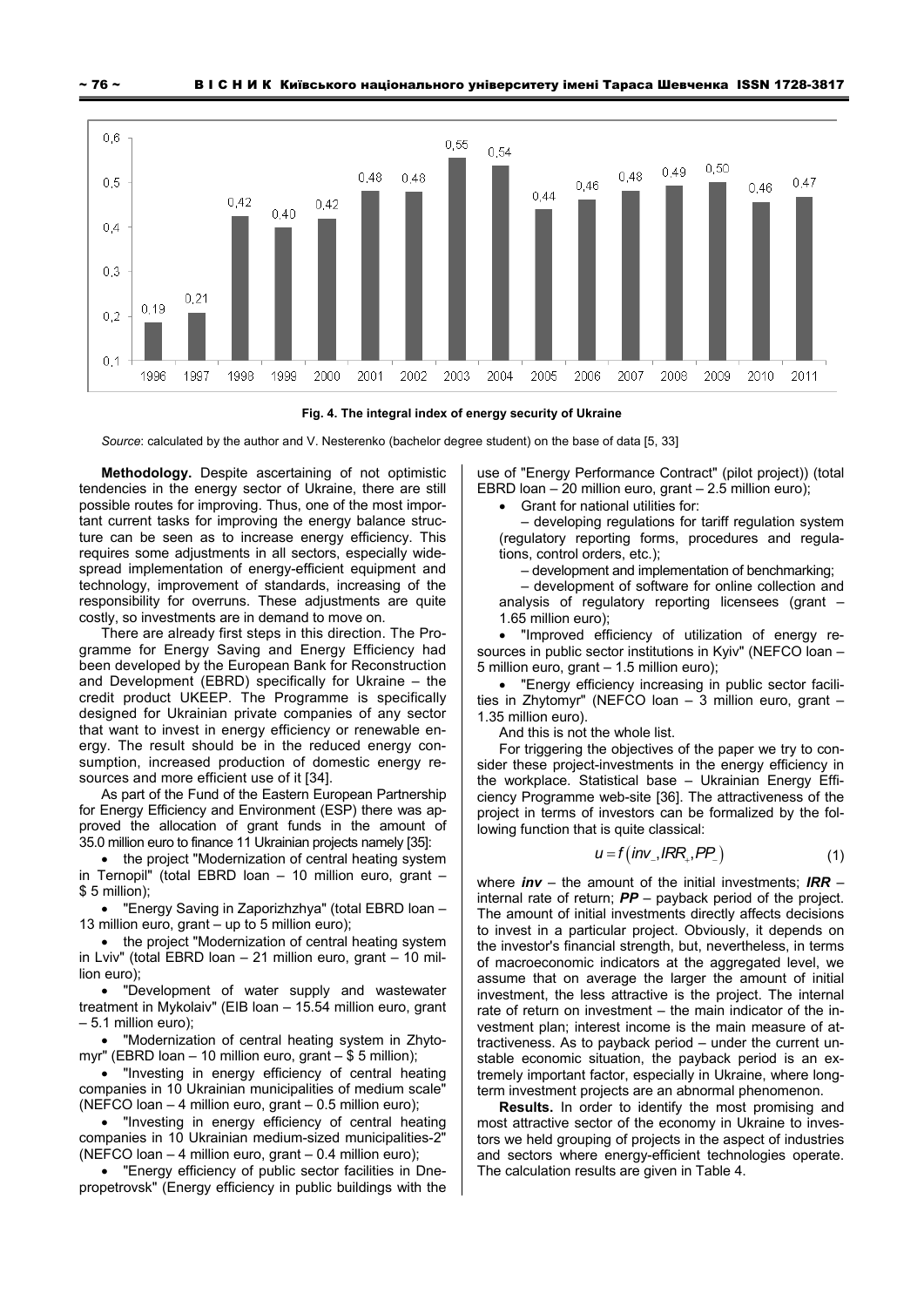**Fig. 4. The integral index of energy security of Ukraine**

*Source*: calculated by the author and V. Nesterenko (bachelor degree student) on the base of data [5, 33]

**Methodology.** Despite ascertaining of not optimistic tendencies in the energy sector of Ukraine, there are still possible routes for improving. Thus, one of the most important current tasks for improving the energy balance structure can be seen as to increase energy efficiency. This requires some adjustments in all sectors, especially widespread implementation of energy-efficient equipment and technology, improvement of standards, increasing of the responsibility for overruns. These adjustments are quite costly, so investments are in demand to move on.

There are already first steps in this direction. The Programme for Energy Saving and Energy Efficiency had been developed by the European Bank for Reconstruction and Development (EBRD) specifically for Ukraine – the credit product UKEEP. The Programme is specifically designed for Ukrainian private companies of any sector that want to invest in energy efficiency or renewable energy. The result should be in the reduced energy consumption, increased production of domestic energy resources and more efficient use of it [34].

As part of the Fund of the Eastern European Partnership for Energy Efficiency and Environment (ESP) there was approved the allocation of grant funds in the amount of 35.0 million euro to finance 11 Ukrainian projects namely [35]:

- the project "Modernization of central heating system in Ternopil" (total EBRD loan – 10 million euro, grant – $ 5 million);
- "Energy Saving in Zaporizhzhya" (total EBRD loan – 13 million euro, grant – up to 5 million euro);
- the project "Modernization of central heating system in Lviv" (total EBRD loan – 21 million euro, grant – 10 million euro);
- "Development of water supply and wastewater treatment in Mykolaiv" (EIB loan – 15.54 million euro, grant – 5.1 million euro);
- "Modernization of central heating system in Zhytomyr" (EBRD loan – 10 million euro, grant – $ 5 million);
- "Investing in energy efficiency of central heating companies in 10 Ukrainian municipalities of medium scale" (NEFCO loan – 4 million euro, grant – 0.5 million euro);
- "Investing in energy efficiency of central heating companies in 10 Ukrainian medium-sized municipalities-2" (NEFCO loan – 4 million euro, grant – 0.4 million euro);
- "Energy efficiency of public sector facilities in Dnepropetrovsk" (Energy efficiency in public buildings with the use of "Energy Performance Contract" (pilot project)) (total EBRD loan – 20 million euro, grant – 2.5 million euro);
- Grant for national utilities for:
  - developing regulations for tariff regulation system (regulatory reporting forms, procedures and regulations, control orders, etc.);
  - development and implementation of benchmarking;
  - development of software for online collection and analysis of regulatory reporting licensees (grant – 1.65 million euro);
- "Improved efficiency of utilization of energy resources in public sector institutions in Kyiv" (NEFCO loan – 5 million euro, grant – 1.5 million euro);
- "Energy efficiency increasing in public sector facilities in Zhytomyr" (NEFCO loan – 3 million euro, grant – 1.35 million euro).

And this is not the whole list.

For triggering the objectives of the paper we try to consider these project-investments in the energy efficiency in the workplace. Statistical base – Ukrainian Energy Efficiency Programme web-site [36]. The attractiveness of the project in terms of investors can be formalized by the following function that is quite classical:

$$u = f\left(inv_{-}, IRR_{+}, PP_{-}\right) \quad (1)$$

where ***inv*** – the amount of the initial investments; ***IRR*** – internal rate of return; ***PP*** – payback period of the project. The amount of initial investments directly affects decisions to invest in a particular project. Obviously, it depends on the investor's financial strength, but, nevertheless, in terms of macroeconomic indicators at the aggregated level, we assume that on average the larger the amount of initial investment, the less attractive is the project. The internal rate of return on investment – the main indicator of the investment plan; interest income is the main measure of attractiveness. As to payback period – under the current unstable economic situation, the payback period is an extremely important factor, especially in Ukraine, where long-term investment projects are an abnormal phenomenon.

**Results.** In order to identify the most promising and most attractive sector of the economy in Ukraine to investors we held grouping of projects in the aspect of industries and sectors where energy-efficient technologies operate. The calculation results are given in Table 4.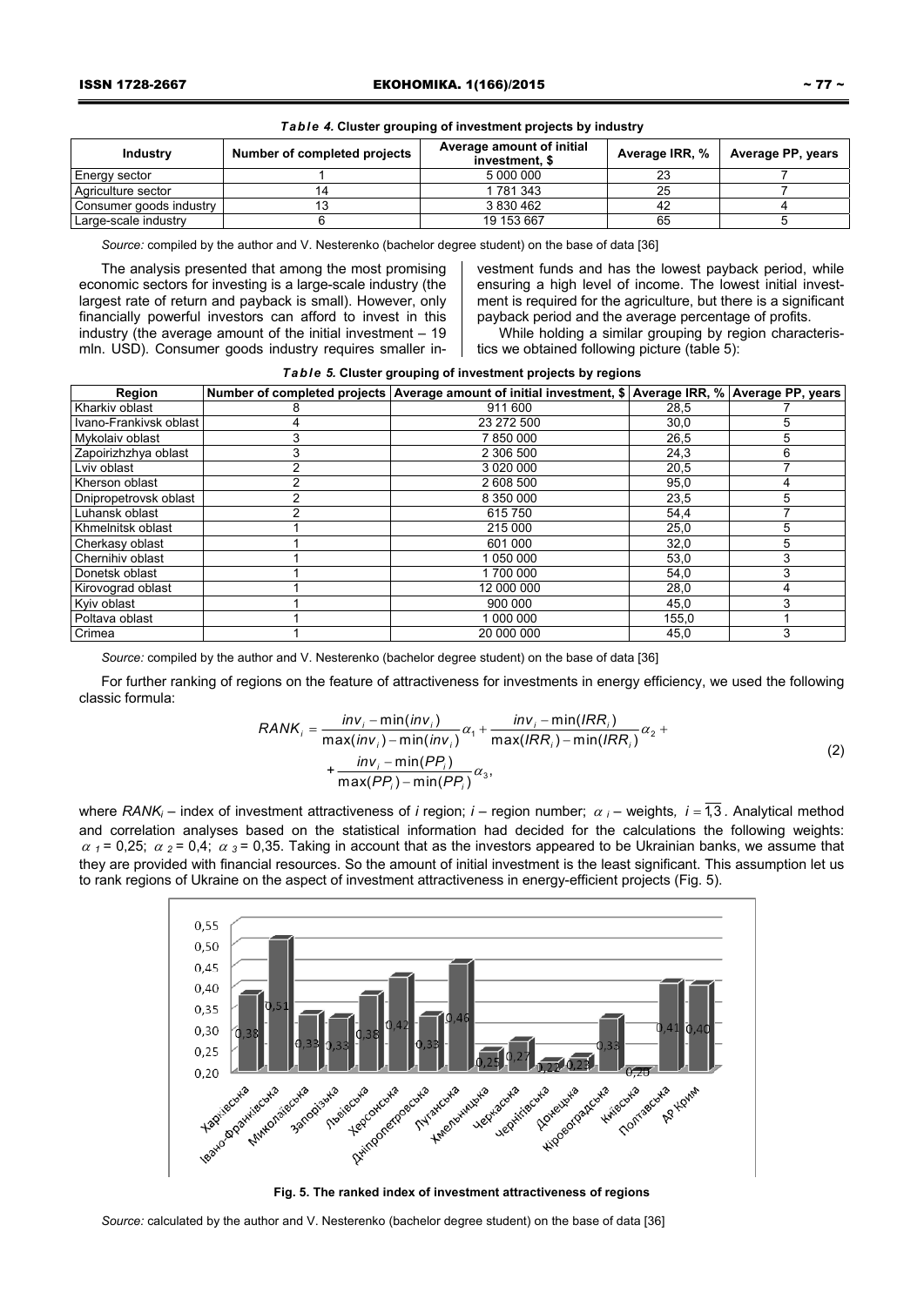*Table 4.* **Cluster grouping of investment projects by industry**

| Industry | Number of completed projects | Average amount of initial investment, $ | Average IRR, % | Average PP, years |
|---|---|---|---|---|
| Energy sector | 1 | 5 000 000 | 23 | 7 |
| Agriculture sector | 14 | 1 781 343 | 25 | 7 |
| Consumer goods industry | 13 | 3 830 462 | 42 | 4 |
| Large-scale industry | 6 | 19 153 667 | 65 | 5 |

*Source:* compiled by the author and V. Nesterenko (bachelor degree student) on the base of data [36]

The analysis presented that among the most promising economic sectors for investing is a large-scale industry (the largest rate of return and payback is small). However, only financially powerful investors can afford to invest in this industry (the average amount of the initial investment – 19 mln. USD). Consumer goods industry requires smaller investment funds and has the lowest payback period, while ensuring a high level of income. The lowest initial investment is required for the agriculture, but there is a significant payback period and the average percentage of profits.

While holding a similar grouping by region characteristics we obtained following picture (table 5):

*Table 5.* **Cluster grouping of investment projects by regions**

| Region | Number of completed projects | Average amount of initial investment, $ | Average IRR, % | Average PP, years |
|---|---|---|---|---|
| Kharkiv oblast | 8 | 911 600 | 28,5 | 7 |
| Ivano-Frankivsk oblast | 4 | 23 272 500 | 30,0 | 5 |
| Mykolaiv oblast | 3 | 7 850 000 | 26,5 | 5 |
| Zapoirizhzhya oblast | 3 | 2 306 500 | 24,3 | 6 |
| Lviv oblast | 2 | 3 020 000 | 20,5 | 7 |
| Kherson oblast | 2 | 2 608 500 | 95,0 | 4 |
| Dnipropetrovsk oblast | 2 | 8 350 000 | 23,5 | 5 |
| Luhansk oblast | 2 | 615 750 | 54,4 | 7 |
| Khmelnitsk oblast | 1 | 215 000 | 25,0 | 5 |
| Cherkasy oblast | 1 | 601 000 | 32,0 | 5 |
| Chernihiv oblast | 1 | 1 050 000 | 53,0 | 3 |
| Donetsk oblast | 1 | 1 700 000 | 54,0 | 3 |
| Kirovograd oblast | 1 | 12 000 000 | 28,0 | 4 |
| Kyiv oblast | 1 | 900 000 | 45,0 | 3 |
| Poltava oblast | 1 | 1 000 000 | 155,0 | 1 |
| Crimea | 1 | 20 000 000 | 45,0 | 3 |

*Source:* compiled by the author and V. Nesterenko (bachelor degree student) on the base of data [36]

For further ranking of regions on the feature of attractiveness for investments in energy efficiency, we used the following classic formula:

$$RANK_i = \frac{inv_i - \min(inv_i)}{\max(inv_i) - \min(inv_i)}\alpha_1 + \frac{inv_i - \min(IRR_i)}{\max(IRR_i) - \min(IRR_i)}\alpha_2 + \frac{inv_i - \min(PP_i)}{\max(PP_i) - \min(PP_i)}\alpha_3, \qquad (2)$$

where $RANK_i$ – index of investment attractiveness of *i* region; *i* – region number; $\alpha_i$ – weights, $i = \overline{1,3}$. Analytical method and correlation analyses based on the statistical information had decided for the calculations the following weights: $\alpha_1 = 0{,}25$; $\alpha_2 = 0{,}4$; $\alpha_3 = 0{,}35$. Taking in account that as the investors appeared to be Ukrainian banks, we assume that they are provided with financial resources. So the amount of initial investment is the least significant. This assumption let us to rank regions of Ukraine on the aspect of investment attractiveness in energy-efficient projects (Fig. 5).

**Fig. 5. The ranked index of investment attractiveness of regions**

*Source:* calculated by the author and V. Nesterenko (bachelor degree student) on the base of data [36]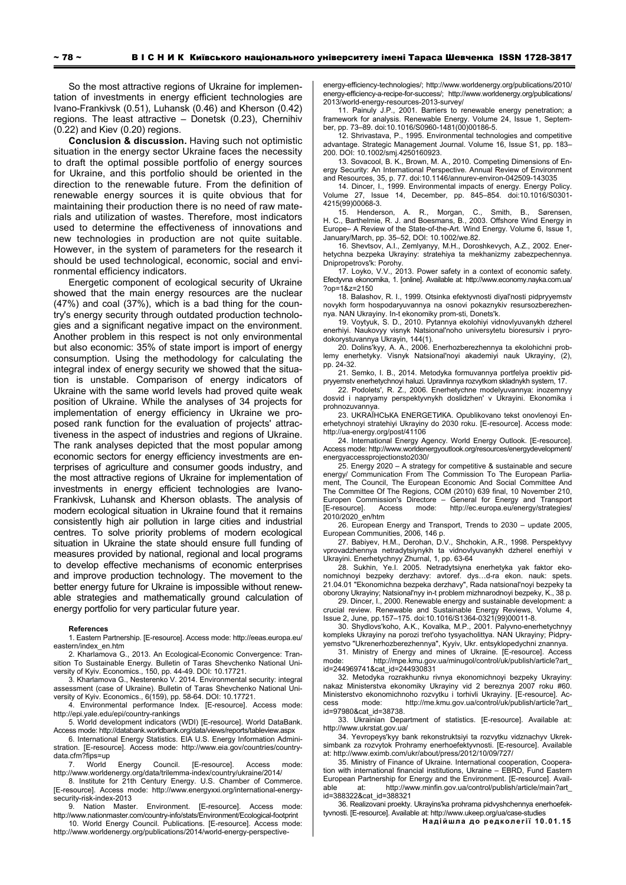So the most attractive regions of Ukraine for implementation of investments in energy efficient technologies are Ivano-Frankivsk (0.51), Luhansk (0.46) and Kherson (0.42) regions. The least attractive – Donetsk (0.23), Chernihiv (0.22) and Kiev (0.20) regions.

**Conclusion & discussion.** Having such not optimistic situation in the energy sector Ukraine faces the necessity to draft the optimal possible portfolio of energy sources for Ukraine, and this portfolio should be oriented in the direction to the renewable future. From the definition of renewable energy sources it is quite obvious that for maintaining their production there is no need of raw materials and utilization of wastes. Therefore, most indicators used to determine the effectiveness of innovations and new technologies in production are not quite suitable. However, in the system of parameters for the research it should be used technological, economic, social and environmental efficiency indicators.

Energetic component of ecological security of Ukraine showed that the main energy resources are the nuclear (47%) and coal (37%), which is a bad thing for the country's energy security through outdated production technologies and a significant negative impact on the environment. Another problem in this respect is not only environmental but also economic: 35% of state import is import of energy consumption. Using the methodology for calculating the integral index of energy security we showed that the situation is unstable. Comparison of energy indicators of Ukraine with the same world levels had proved quite weak position of Ukraine. While the analyses of 34 projects for implementation of energy efficiency in Ukraine we proposed rank function for the evaluation of projects' attractiveness in the aspect of industries and regions of Ukraine. The rank analyses depicted that the most popular among economic sectors for energy efficiency investments are enterprises of agriculture and consumer goods industry, and the most attractive regions of Ukraine for implementation of investments in energy efficient technologies are Ivano-Frankivsk, Luhansk and Kherson oblasts. The analysis of modern ecological situation in Ukraine found that it remains consistently high air pollution in large cities and industrial centres. To solve priority problems of modern ecological situation in Ukraine the state should ensure full funding of measures provided by national, regional and local programs to develop effective mechanisms of economic enterprises and improve production technology. The movement to the better energy future for Ukraine is impossible without renewable strategies and mathematically ground calculation of energy portfolio for very particular future year.

#### References

1. Eastern Partnership. [E-resource]. Access mode: http://eeas.europa.eu/eastern/index_en.htm
2. Kharlamova G., 2013. An Ecological-Economic Convergence: Transition To Sustainable Energy. Bulletin of Taras Shevchenko National University of Kyiv. Economics., 150, pp. 44-49. DOI: 10.17721.
3. Kharlamova G., Nesterenko V. 2014. Environmental security: integral assessment (case of Ukraine). Bulletin of Taras Shevchenko National University of Kyiv. Economics., 6(159), pp. 58-64. DOI: 10.17721.
4. Environmental performance Index. [E-resource]. Access mode: http://epi.yale.edu/epi/country-rankings
5. World development indicators (WDI) [E-resource]. World DataBank. Access mode: http://databank.worldbank.org/data/views/reports/tableview.aspx
6. International Energy Statistics. EIA U.S. Energy Information Administration. [E-resource]. Access mode: http://www.eia.gov/countries/country-data.cfm?fips=up
7. World Energy Council. [E-resource]. Access mode: http://www.worldenergy.org/data/trilemma-index/country/ukraine/2014/
8. Institute for 21th Century Energy. U.S. Chamber of Commerce. [E-resource]. Access mode: http://www.energyxxi.org/international-energy-security-risk-index-2013
9. Nation Master. Environment. [E-resource]. Access mode: http://www.nationmaster.com/country-info/stats/Environment/Ecological-footprint
10. World Energy Council. Publications. [E-resource]. Access mode: http://www.worldenergy.org/publications/2014/world-energy-perspective-energy-efficiency-technologies/; http://www.worldenergy.org/publications/2010/energy-efficiency-a-recipe-for-success/; http://www.worldenergy.org/publications/2013/world-energy-resources-2013-survey/
11. Painuly J.P., 2001. Barriers to renewable energy penetration; a framework for analysis. Renewable Energy. Volume 24, Issue 1, September, pp. 73–89. doi:10.1016/S0960-1481(00)00186-5.
12. Shrivastava, P., 1995. Environmental technologies and competitive advantage. Strategic Management Journal. Volume 16, Issue S1, pp. 183–200. DOI: 10.1002/smj.4250160923.
13. Sovacool, B. K., Brown, M. A., 2010. Competing Dimensions of Energy Security: An International Perspective. Annual Review of Environment and Resources, 35, p. 77. doi:10.1146/annurev-environ-042509-143035
14. Dincer, I., 1999. Environmental impacts of energy. Energy Policy. Volume 27, Issue 14, December, pp. 845–854. doi:10.1016/S0301-4215(99)00068-3.
15. Henderson, A. R., Morgan, C., Smith, B., Sørensen, H. C., Barthelmie, R. J. and Boesmans, B., 2003. Offshore Wind Energy in Europe– A Review of the State-of-the-Art. Wind Energy. Volume 6, Issue 1, January/March, pp. 35–52, DOI: 10.1002/we.82.
16. Shevtsov, A.I., Zemlyanyy, M.H., Doroshkevych, A.Z., 2002. Enerhetychna bezpeka Ukrayiny: stratehiya ta mekhanizmy zabezpechennya. Dnipropetrovs'k: Porohy.
17. Loyko, V.V., 2013. Power safety in a context of economic safety. Efectyvna ekonomika, 1. [online]. Available at: http://www.economy.nayka.com.ua/?op=1&z=2150
18. Balashov, R. I., 1999. Otsinka efektyvnosti diyal'nosti pidpryyemstv novykh form hospodaryuvannya na osnovi pokaznykiv resursozberezhennya. NAN Ukrayiny. In-t ekonomiky prom-sti, Donets'k.
19. Voytyuk, S. D., 2010. Pytannya ekolohiyi vidnovlyuvanykh dzherel enerhiyi. Naukovyy visnyk Natsional'noho universytetu bioresursiv i pryrodokorystuvannya Ukrayin, 144(1).
20. Dolins'kyy, A. A., 2006. Enerhozberezhennya ta ekolohichni problemy enerhetyky. Visnyk Natsional'noyi akademiyi nauk Ukrayiny, (2), pp. 24-32.
21. Semko, I. B., 2014. Metodyka formuvannya portfelya proektiv pidpryyemstv enerhetychnoyi haluzi. Upravlinnya rozvytkom skladnykh system, 17.
22. Podolets', R. Z., 2006. Enerhetychne modelyuvannya: inozemnyy dosvid i napryamy perspektyvnykh doslidzhen' v Ukrayini. Ekonomika i prohnozuvannya.
23. UKRAЇНСЬКА ENERGETИKA. Opublikovano tekst onovlenoyi Enerhetychnoyi stratehiyi Ukrayiny do 2030 roku. [E-resource]. Access mode: http://ua-energy.org/post/41106
24. International Energy Agency. World Energy Outlook. [E-resource]. Access mode: http://www.worldenergyoutlook.org/resources/energydevelopment/energyaccessprojectionsto2030/
25. Energy 2020 – A strategy for competitive & sustainable and secure energy/ Communication From The Commission To The European Parliament, The Council, The European Economic And Social Committee And The Committee Of The Regions, COM (2010) 639 final, 10 November 210, Europen Commission's Directore – General for Energy and Transport [E-resource]. Access mode: http://ec.europa.eu/energy/strategies/2010/2020_en/htm
26. European Energy and Transport, Trends to 2030 – update 2005, European Communities, 2006, 146 p.
27. Babiyev, H.M., Derohan, D.V., Shchokin, A.R., 1998. Perspektyvy vprovadzhennya netradytsiynykh ta vidnovlyuvanykh dzherel enerhiyi v Ukrayini. Enerhetychnyy Zhurnal, 1, pp. 63-64
28. Sukhin, Ye.I. 2005. Netradytsiyna enerhetyka yak faktor ekonomichnoyi bezpeky derzhavy: avtoref. dys…d-ra ekon. nauk: spets. 21.04.01 "Ekonomichna bezpeka derzhavy", Rada natsional'noyi bezpeky ta oborony Ukrayiny; Natsional'nyy in-t problem mizhnarodnoyi bezpeky, K., 38 p.
29. Dincer, I., 2000. Renewable energy and sustainable development: a crucial review. Renewable and Sustainable Energy Reviews, Volume 4, Issue 2, June, pp.157–175. doi:10.1016/S1364-0321(99)00011-8.
30. Shydlovs'koho, A.K., Kovalka, M.P., 2001. Palyvno-enerhetychnyy kompleks Ukrayiny na porozi tret'oho tysyacholittya. NAN Ukrayiny; Pidpryyemstvo "Ukrenerhozberezhennya", Kyyiv, Ukr. entsyklopedychni znannya.
31. Ministry of Energy and mines of Ukraine. [E-resource]. Access mode: http://mpe.kmu.gov.ua/minugol/control/uk/publish/article?art_id=244969741&cat_id=244930831
32. Metodyka rozrakhunku rivnya ekonomichnoyi bezpeky Ukrayiny: nakaz Ministerstva ekonomiky Ukrayiny vid 2 bereznya 2007 roku #60. Ministerstvo ekonomichnoho rozvytku i torhivli Ukrayiny. [E-resource]. Access mode: http://me.kmu.gov.ua/control/uk/publish/article?art_id=97980&cat_id=38738.
33. Ukrainian Department of statistics. [E-resource]. Available at: http://www.ukrstat.gov.ua/
34. Yevropeys'kyy bank rekonstruktsiyi ta rozvytku vidznachyv Ukreksimbank za rozvytok Prohramy enerhoefektyvnosti. [E-resource]. Available at: http://www.eximb.com/ukr/about/press/2012/10/09/727/
35. Ministry of Finance of Ukraine. International cooperation, Cooperation with international financial institutions, Ukraine – EBRD, Fund Eastern European Partnership for Energy and the Environment. [E-resource]. Available at: http://www.minfin.gov.ua/control/publish/article/main?art_id=388322&cat_id=388321
36. Realizovani proekty. Ukrayins'ka prohrama pidvyshchennya enerhoefektyvnosti. [E-resource]. Available at: http://www.ukeep.org/ua/case-studies

**Надійшла до редколегії 10.01.15**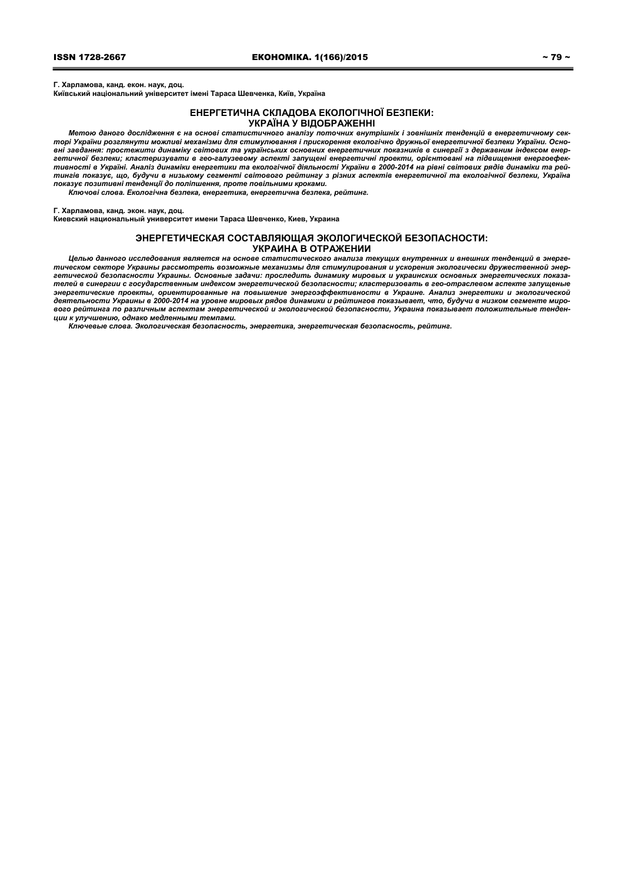**Г. Харламова, канд. екон. наук, доц.**
**Київський національний університет імені Тараса Шевченка, Київ, Україна**

## ЕНЕРГЕТИЧНА СКЛАДОВА ЕКОЛОГІЧНОЇ БЕЗПЕКИ: УКРАЇНА У ВІДОБРАЖЕННІ

***Метою даного дослідження є на основі статистичного аналізу поточних внутрішніх і зовнішніх тенденцій в енергетичному секторі України розглянути можливі механізми для стимулювання і прискорення екологічно дружньої енергетичної безпеки України. Основні завдання: простежити динаміку світових та українських основних енергетичних показників в синергії з державним індексом енергетичної безпеки; кластеризувати в гео-галузевому аспекті запущені енергетичні проекти, орієнтовані на підвищення енергоефективності в Україні. Аналіз динаміки енергетики та екологічної діяльності України в 2000-2014 на рівні світових рядів динаміки та рейтингів показує, що, будучи в низькому сегменті світового рейтингу з різних аспектів енергетичної та екологічної безпеки, Україна показує позитивні тенденції до поліпшення, проте повільними кроками.***

***Ключові слова. Екологічна безпека, енергетика, енергетична безпека, рейтинг.***

**Г. Харламова, канд. экон. наук, доц.**
**Киевский национальный университет имени Тараса Шевченко, Киев, Украина**

## ЭНЕРГЕТИЧЕСКАЯ СОСТАВЛЯЮЩАЯ ЭКОЛОГИЧЕСКОЙ БЕЗОПАСНОСТИ: УКРАИНА В ОТРАЖЕНИИ

***Целью данного исследования является на основе статистического анализа текущих внутренних и внешних тенденций в энергетическом секторе Украины рассмотреть возможные механизмы для стимулирования и ускорения экологически дружественной энергетической безопасности Украины. Основные задачи: проследить динамику мировых и украинских основных энергетических показателей в синергии с государственным индексом энергетической безопасности; кластеризовать в гео-отраслевом аспекте запущеные энергетические проекты, ориентированные на повышение энергоэффективности в Украине. Анализ энергетики и экологической деятельности Украины в 2000-2014 на уровне мировых рядов динамики и рейтингов показывает, что, будучи в низком сегменте мирового рейтинга по различным аспектам энергетической и экологической безопасности, Украина показывает положительные тенденции к улучшению, однако медленными темпами.***

***Ключевые слова. Экологическая безопасность, энергетика, энергетическая безопасность, рейтинг.***